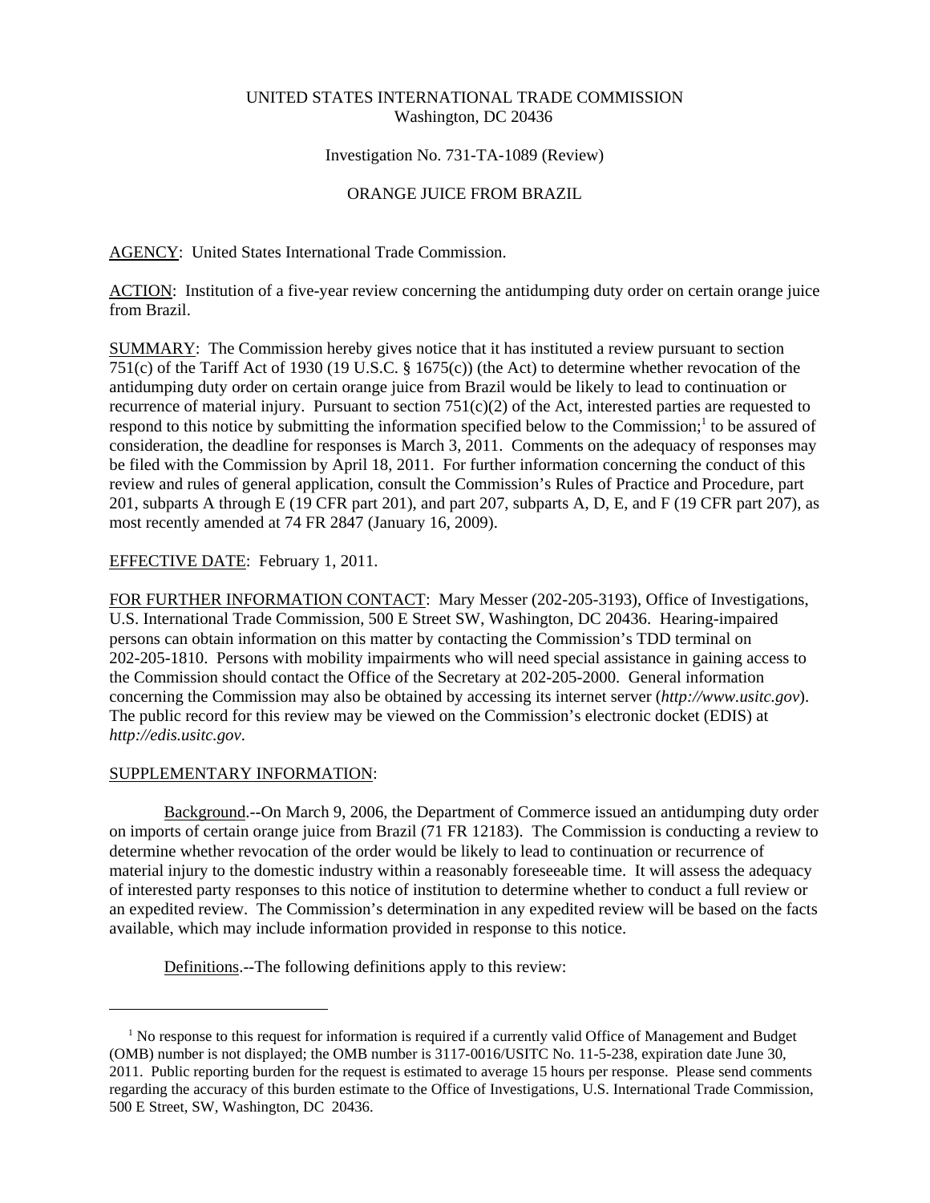UNITED STATES INTERNATIONAL TRADE COMMISSION
Washington, DC 20436

Investigation No. 731-TA-1089 (Review)

ORANGE JUICE FROM BRAZIL

AGENCY: United States International Trade Commission.

ACTION: Institution of a five-year review concerning the antidumping duty order on certain orange juice from Brazil.

SUMMARY: The Commission hereby gives notice that it has instituted a review pursuant to section 751(c) of the Tariff Act of 1930 (19 U.S.C. § 1675(c)) (the Act) to determine whether revocation of the antidumping duty order on certain orange juice from Brazil would be likely to lead to continuation or recurrence of material injury. Pursuant to section 751(c)(2) of the Act, interested parties are requested to respond to this notice by submitting the information specified below to the Commission;[1] to be assured of consideration, the deadline for responses is March 3, 2011. Comments on the adequacy of responses may be filed with the Commission by April 18, 2011. For further information concerning the conduct of this review and rules of general application, consult the Commission's Rules of Practice and Procedure, part 201, subparts A through E (19 CFR part 201), and part 207, subparts A, D, E, and F (19 CFR part 207), as most recently amended at 74 FR 2847 (January 16, 2009).

EFFECTIVE DATE: February 1, 2011.

FOR FURTHER INFORMATION CONTACT: Mary Messer (202-205-3193), Office of Investigations, U.S. International Trade Commission, 500 E Street SW, Washington, DC 20436. Hearing-impaired persons can obtain information on this matter by contacting the Commission's TDD terminal on 202-205-1810. Persons with mobility impairments who will need special assistance in gaining access to the Commission should contact the Office of the Secretary at 202-205-2000. General information concerning the Commission may also be obtained by accessing its internet server (*http://www.usitc.gov*). The public record for this review may be viewed on the Commission's electronic docket (EDIS) at *http://edis.usitc.gov*.

SUPPLEMENTARY INFORMATION:

Background.--On March 9, 2006, the Department of Commerce issued an antidumping duty order on imports of certain orange juice from Brazil (71 FR 12183). The Commission is conducting a review to determine whether revocation of the order would be likely to lead to continuation or recurrence of material injury to the domestic industry within a reasonably foreseeable time. It will assess the adequacy of interested party responses to this notice of institution to determine whether to conduct a full review or an expedited review. The Commission's determination in any expedited review will be based on the facts available, which may include information provided in response to this notice.

Definitions.--The following definitions apply to this review:

[1] No response to this request for information is required if a currently valid Office of Management and Budget (OMB) number is not displayed; the OMB number is 3117-0016/USITC No. 11-5-238, expiration date June 30, 2011. Public reporting burden for the request is estimated to average 15 hours per response. Please send comments regarding the accuracy of this burden estimate to the Office of Investigations, U.S. International Trade Commission, 500 E Street, SW, Washington, DC 20436.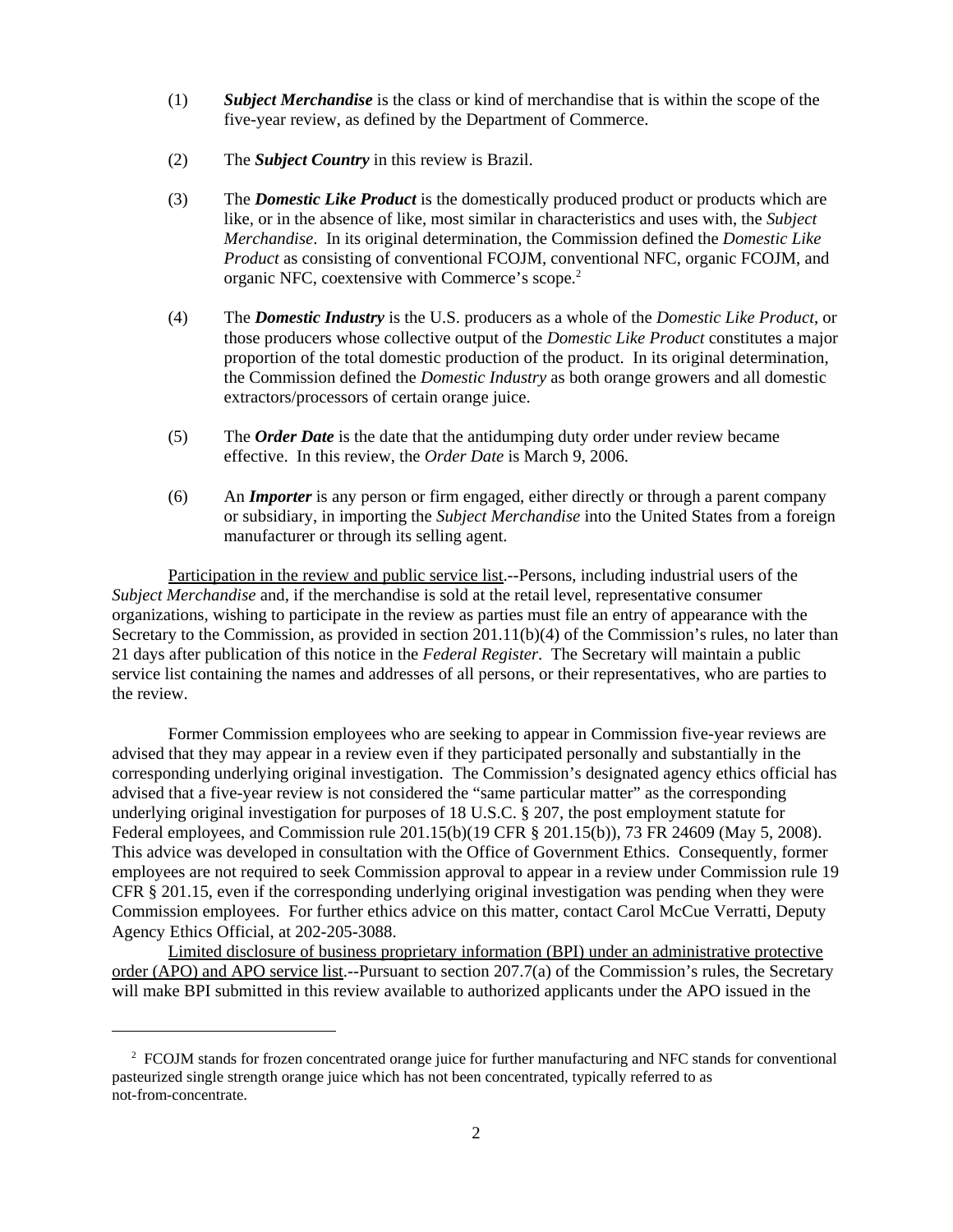(1) ***Subject Merchandise*** is the class or kind of merchandise that is within the scope of the five-year review, as defined by the Department of Commerce.

(2) The ***Subject Country*** in this review is Brazil.

(3) The ***Domestic Like Product*** is the domestically produced product or products which are like, or in the absence of like, most similar in characteristics and uses with, the *Subject Merchandise*. In its original determination, the Commission defined the *Domestic Like Product* as consisting of conventional FCOJM, conventional NFC, organic FCOJM, and organic NFC, coextensive with Commerce's scope.[2]

(4) The ***Domestic Industry*** is the U.S. producers as a whole of the *Domestic Like Product*, or those producers whose collective output of the *Domestic Like Product* constitutes a major proportion of the total domestic production of the product. In its original determination, the Commission defined the *Domestic Industry* as both orange growers and all domestic extractors/processors of certain orange juice.

(5) The ***Order Date*** is the date that the antidumping duty order under review became effective. In this review, the *Order Date* is March 9, 2006.

(6) An ***Importer*** is any person or firm engaged, either directly or through a parent company or subsidiary, in importing the *Subject Merchandise* into the United States from a foreign manufacturer or through its selling agent.

Participation in the review and public service list.--Persons, including industrial users of the *Subject Merchandise* and, if the merchandise is sold at the retail level, representative consumer organizations, wishing to participate in the review as parties must file an entry of appearance with the Secretary to the Commission, as provided in section 201.11(b)(4) of the Commission's rules, no later than 21 days after publication of this notice in the *Federal Register*. The Secretary will maintain a public service list containing the names and addresses of all persons, or their representatives, who are parties to the review.

Former Commission employees who are seeking to appear in Commission five-year reviews are advised that they may appear in a review even if they participated personally and substantially in the corresponding underlying original investigation. The Commission's designated agency ethics official has advised that a five-year review is not considered the "same particular matter" as the corresponding underlying original investigation for purposes of 18 U.S.C. § 207, the post employment statute for Federal employees, and Commission rule 201.15(b)(19 CFR § 201.15(b)), 73 FR 24609 (May 5, 2008). This advice was developed in consultation with the Office of Government Ethics. Consequently, former employees are not required to seek Commission approval to appear in a review under Commission rule 19 CFR § 201.15, even if the corresponding underlying original investigation was pending when they were Commission employees. For further ethics advice on this matter, contact Carol McCue Verratti, Deputy Agency Ethics Official, at 202-205-3088.

Limited disclosure of business proprietary information (BPI) under an administrative protective order (APO) and APO service list.--Pursuant to section 207.7(a) of the Commission's rules, the Secretary will make BPI submitted in this review available to authorized applicants under the APO issued in the

[2] FCOJM stands for frozen concentrated orange juice for further manufacturing and NFC stands for conventional pasteurized single strength orange juice which has not been concentrated, typically referred to as not-from-concentrate.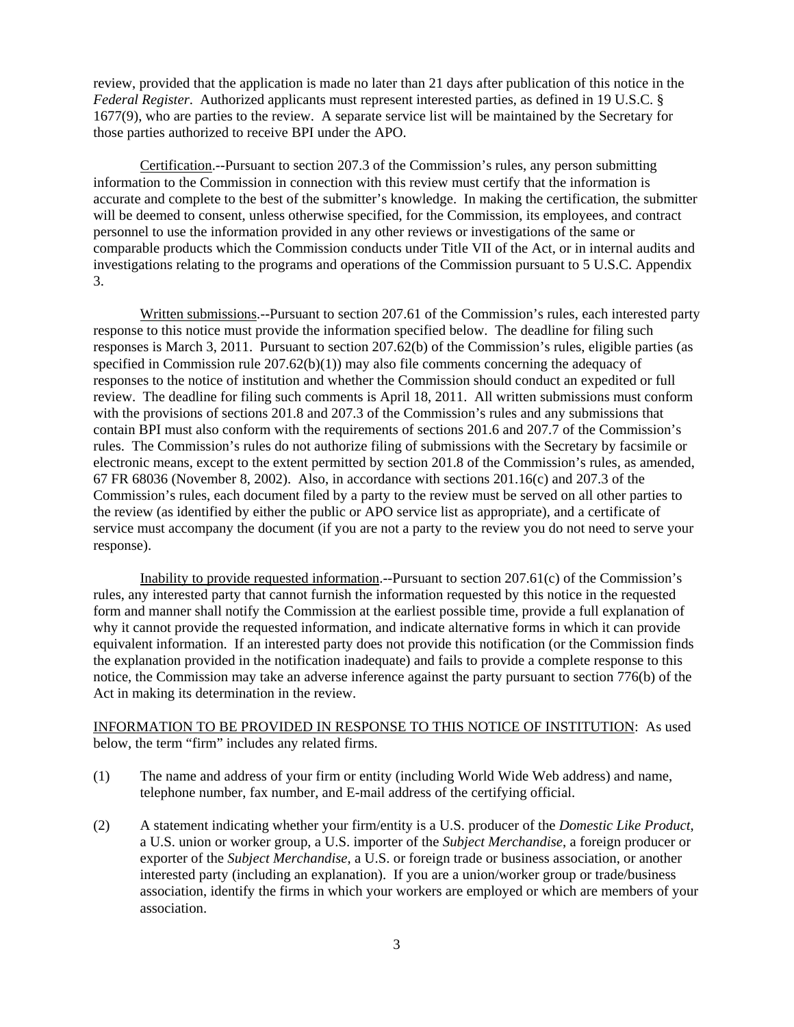review, provided that the application is made no later than 21 days after publication of this notice in the *Federal Register*. Authorized applicants must represent interested parties, as defined in 19 U.S.C. § 1677(9), who are parties to the review. A separate service list will be maintained by the Secretary for those parties authorized to receive BPI under the APO.

Certification.--Pursuant to section 207.3 of the Commission's rules, any person submitting information to the Commission in connection with this review must certify that the information is accurate and complete to the best of the submitter's knowledge. In making the certification, the submitter will be deemed to consent, unless otherwise specified, for the Commission, its employees, and contract personnel to use the information provided in any other reviews or investigations of the same or comparable products which the Commission conducts under Title VII of the Act, or in internal audits and investigations relating to the programs and operations of the Commission pursuant to 5 U.S.C. Appendix 3.

Written submissions.--Pursuant to section 207.61 of the Commission's rules, each interested party response to this notice must provide the information specified below. The deadline for filing such responses is March 3, 2011. Pursuant to section 207.62(b) of the Commission's rules, eligible parties (as specified in Commission rule 207.62(b)(1)) may also file comments concerning the adequacy of responses to the notice of institution and whether the Commission should conduct an expedited or full review. The deadline for filing such comments is April 18, 2011. All written submissions must conform with the provisions of sections 201.8 and 207.3 of the Commission's rules and any submissions that contain BPI must also conform with the requirements of sections 201.6 and 207.7 of the Commission's rules. The Commission's rules do not authorize filing of submissions with the Secretary by facsimile or electronic means, except to the extent permitted by section 201.8 of the Commission's rules, as amended, 67 FR 68036 (November 8, 2002). Also, in accordance with sections 201.16(c) and 207.3 of the Commission's rules, each document filed by a party to the review must be served on all other parties to the review (as identified by either the public or APO service list as appropriate), and a certificate of service must accompany the document (if you are not a party to the review you do not need to serve your response).

Inability to provide requested information.--Pursuant to section 207.61(c) of the Commission's rules, any interested party that cannot furnish the information requested by this notice in the requested form and manner shall notify the Commission at the earliest possible time, provide a full explanation of why it cannot provide the requested information, and indicate alternative forms in which it can provide equivalent information. If an interested party does not provide this notification (or the Commission finds the explanation provided in the notification inadequate) and fails to provide a complete response to this notice, the Commission may take an adverse inference against the party pursuant to section 776(b) of the Act in making its determination in the review.

INFORMATION TO BE PROVIDED IN RESPONSE TO THIS NOTICE OF INSTITUTION: As used below, the term "firm" includes any related firms.

(1) The name and address of your firm or entity (including World Wide Web address) and name, telephone number, fax number, and E-mail address of the certifying official.

(2) A statement indicating whether your firm/entity is a U.S. producer of the *Domestic Like Product*, a U.S. union or worker group, a U.S. importer of the *Subject Merchandise*, a foreign producer or exporter of the *Subject Merchandise*, a U.S. or foreign trade or business association, or another interested party (including an explanation). If you are a union/worker group or trade/business association, identify the firms in which your workers are employed or which are members of your association.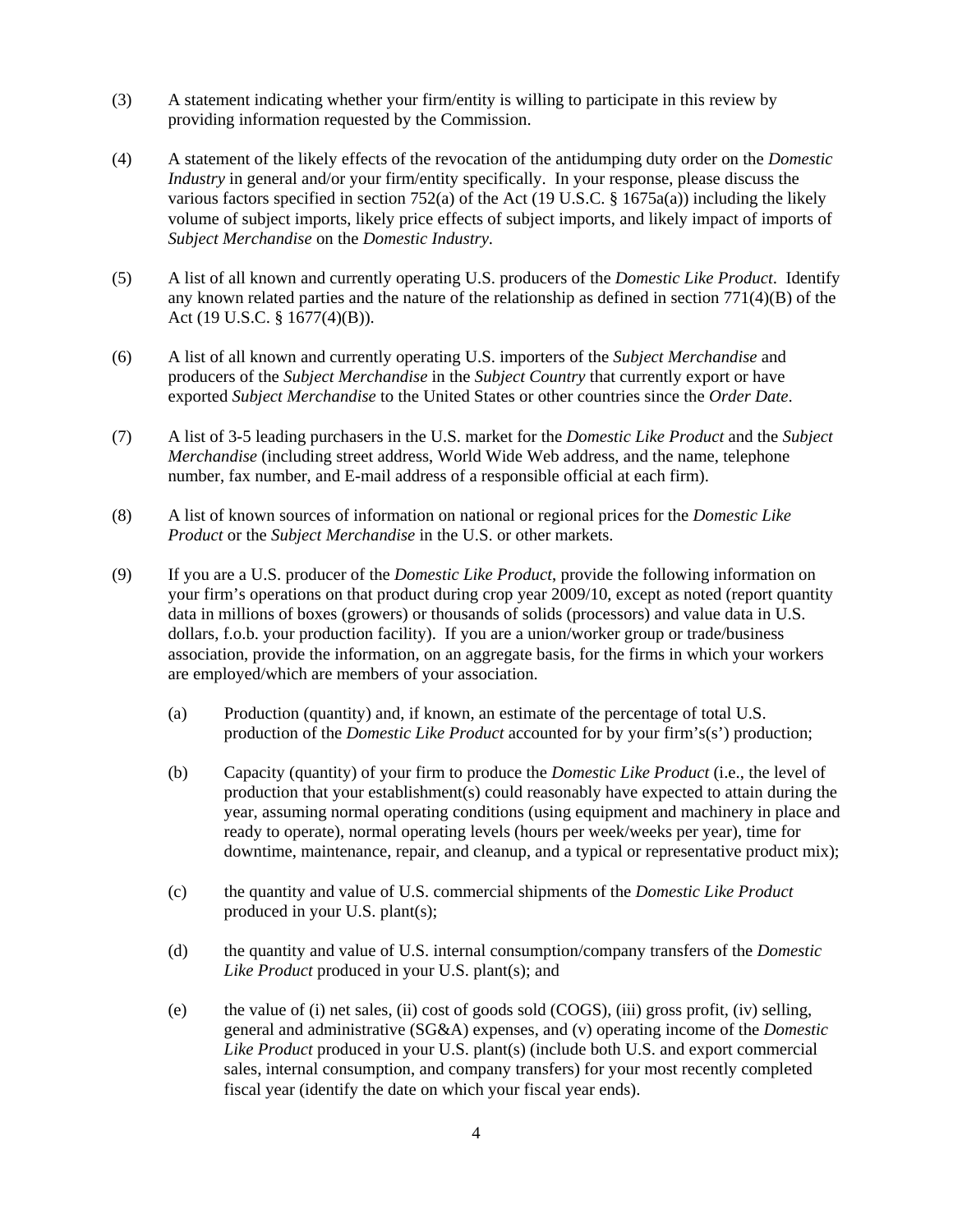(3) A statement indicating whether your firm/entity is willing to participate in this review by providing information requested by the Commission.

(4) A statement of the likely effects of the revocation of the antidumping duty order on the *Domestic Industry* in general and/or your firm/entity specifically. In your response, please discuss the various factors specified in section 752(a) of the Act (19 U.S.C. § 1675a(a)) including the likely volume of subject imports, likely price effects of subject imports, and likely impact of imports of *Subject Merchandise* on the *Domestic Industry*.

(5) A list of all known and currently operating U.S. producers of the *Domestic Like Product*. Identify any known related parties and the nature of the relationship as defined in section 771(4)(B) of the Act (19 U.S.C. § 1677(4)(B)).

(6) A list of all known and currently operating U.S. importers of the *Subject Merchandise* and producers of the *Subject Merchandise* in the *Subject Country* that currently export or have exported *Subject Merchandise* to the United States or other countries since the *Order Date*.

(7) A list of 3-5 leading purchasers in the U.S. market for the *Domestic Like Product* and the *Subject Merchandise* (including street address, World Wide Web address, and the name, telephone number, fax number, and E-mail address of a responsible official at each firm).

(8) A list of known sources of information on national or regional prices for the *Domestic Like Product* or the *Subject Merchandise* in the U.S. or other markets.

(9) If you are a U.S. producer of the *Domestic Like Product*, provide the following information on your firm's operations on that product during crop year 2009/10, except as noted (report quantity data in millions of boxes (growers) or thousands of solids (processors) and value data in U.S. dollars, f.o.b. your production facility). If you are a union/worker group or trade/business association, provide the information, on an aggregate basis, for the firms in which your workers are employed/which are members of your association.

   (a) Production (quantity) and, if known, an estimate of the percentage of total U.S. production of the *Domestic Like Product* accounted for by your firm's(s') production;

   (b) Capacity (quantity) of your firm to produce the *Domestic Like Product* (i.e., the level of production that your establishment(s) could reasonably have expected to attain during the year, assuming normal operating conditions (using equipment and machinery in place and ready to operate), normal operating levels (hours per week/weeks per year), time for downtime, maintenance, repair, and cleanup, and a typical or representative product mix);

   (c) the quantity and value of U.S. commercial shipments of the *Domestic Like Product* produced in your U.S. plant(s);

   (d) the quantity and value of U.S. internal consumption/company transfers of the *Domestic Like Product* produced in your U.S. plant(s); and

   (e) the value of (i) net sales, (ii) cost of goods sold (COGS), (iii) gross profit, (iv) selling, general and administrative (SG&A) expenses, and (v) operating income of the *Domestic Like Product* produced in your U.S. plant(s) (include both U.S. and export commercial sales, internal consumption, and company transfers) for your most recently completed fiscal year (identify the date on which your fiscal year ends).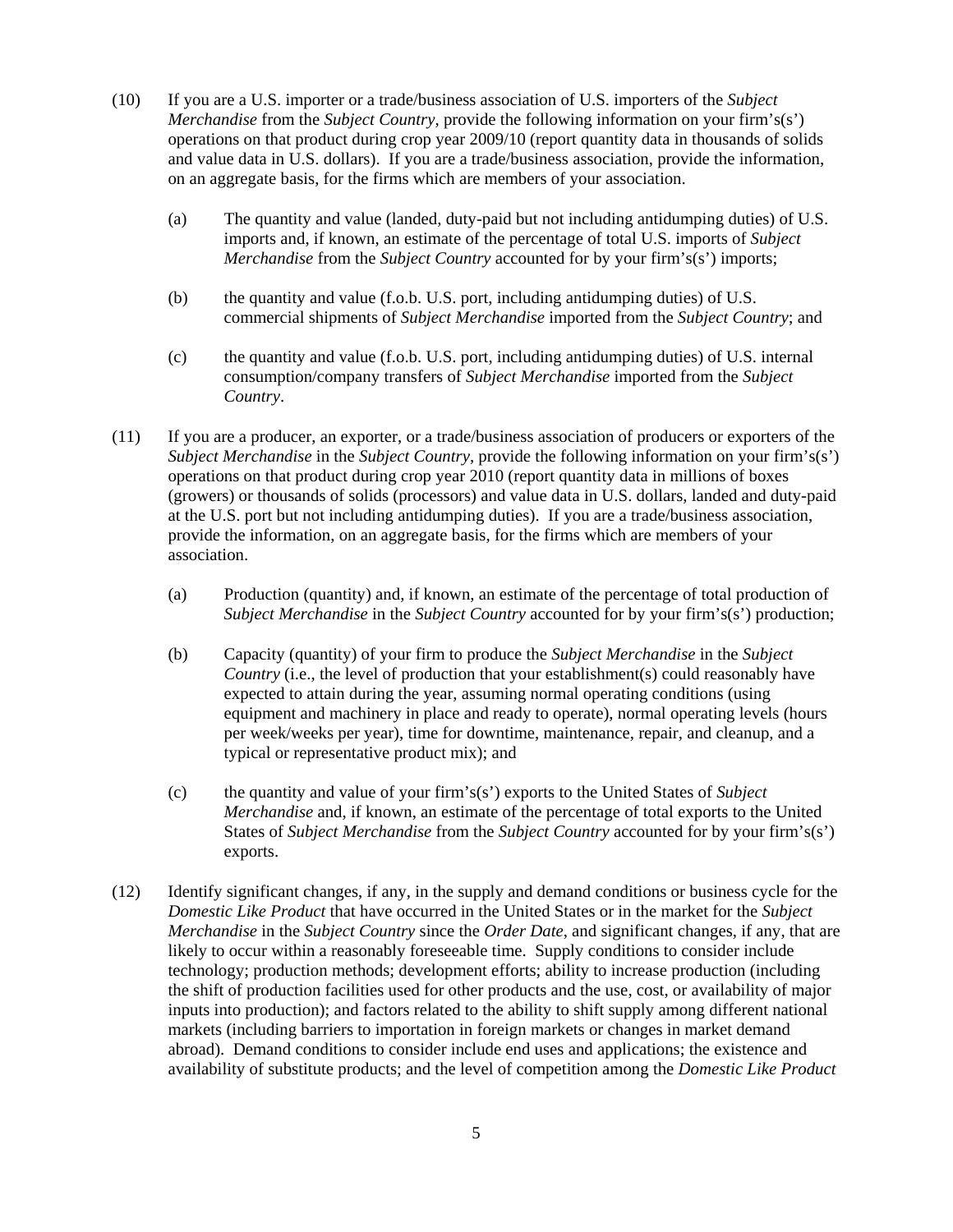(10) If you are a U.S. importer or a trade/business association of U.S. importers of the *Subject Merchandise* from the *Subject Country*, provide the following information on your firm's(s') operations on that product during crop year 2009/10 (report quantity data in thousands of solids and value data in U.S. dollars). If you are a trade/business association, provide the information, on an aggregate basis, for the firms which are members of your association.

  (a) The quantity and value (landed, duty-paid but not including antidumping duties) of U.S. imports and, if known, an estimate of the percentage of total U.S. imports of *Subject Merchandise* from the *Subject Country* accounted for by your firm's(s') imports;

  (b) the quantity and value (f.o.b. U.S. port, including antidumping duties) of U.S. commercial shipments of *Subject Merchandise* imported from the *Subject Country*; and

  (c) the quantity and value (f.o.b. U.S. port, including antidumping duties) of U.S. internal consumption/company transfers of *Subject Merchandise* imported from the *Subject Country*.

(11) If you are a producer, an exporter, or a trade/business association of producers or exporters of the *Subject Merchandise* in the *Subject Country*, provide the following information on your firm's(s') operations on that product during crop year 2010 (report quantity data in millions of boxes (growers) or thousands of solids (processors) and value data in U.S. dollars, landed and duty-paid at the U.S. port but not including antidumping duties). If you are a trade/business association, provide the information, on an aggregate basis, for the firms which are members of your association.

  (a) Production (quantity) and, if known, an estimate of the percentage of total production of *Subject Merchandise* in the *Subject Country* accounted for by your firm's(s') production;

  (b) Capacity (quantity) of your firm to produce the *Subject Merchandise* in the *Subject Country* (i.e., the level of production that your establishment(s) could reasonably have expected to attain during the year, assuming normal operating conditions (using equipment and machinery in place and ready to operate), normal operating levels (hours per week/weeks per year), time for downtime, maintenance, repair, and cleanup, and a typical or representative product mix); and

  (c) the quantity and value of your firm's(s') exports to the United States of *Subject Merchandise* and, if known, an estimate of the percentage of total exports to the United States of *Subject Merchandise* from the *Subject Country* accounted for by your firm's(s') exports.

(12) Identify significant changes, if any, in the supply and demand conditions or business cycle for the *Domestic Like Product* that have occurred in the United States or in the market for the *Subject Merchandise* in the *Subject Country* since the *Order Date*, and significant changes, if any, that are likely to occur within a reasonably foreseeable time. Supply conditions to consider include technology; production methods; development efforts; ability to increase production (including the shift of production facilities used for other products and the use, cost, or availability of major inputs into production); and factors related to the ability to shift supply among different national markets (including barriers to importation in foreign markets or changes in market demand abroad). Demand conditions to consider include end uses and applications; the existence and availability of substitute products; and the level of competition among the *Domestic Like Product*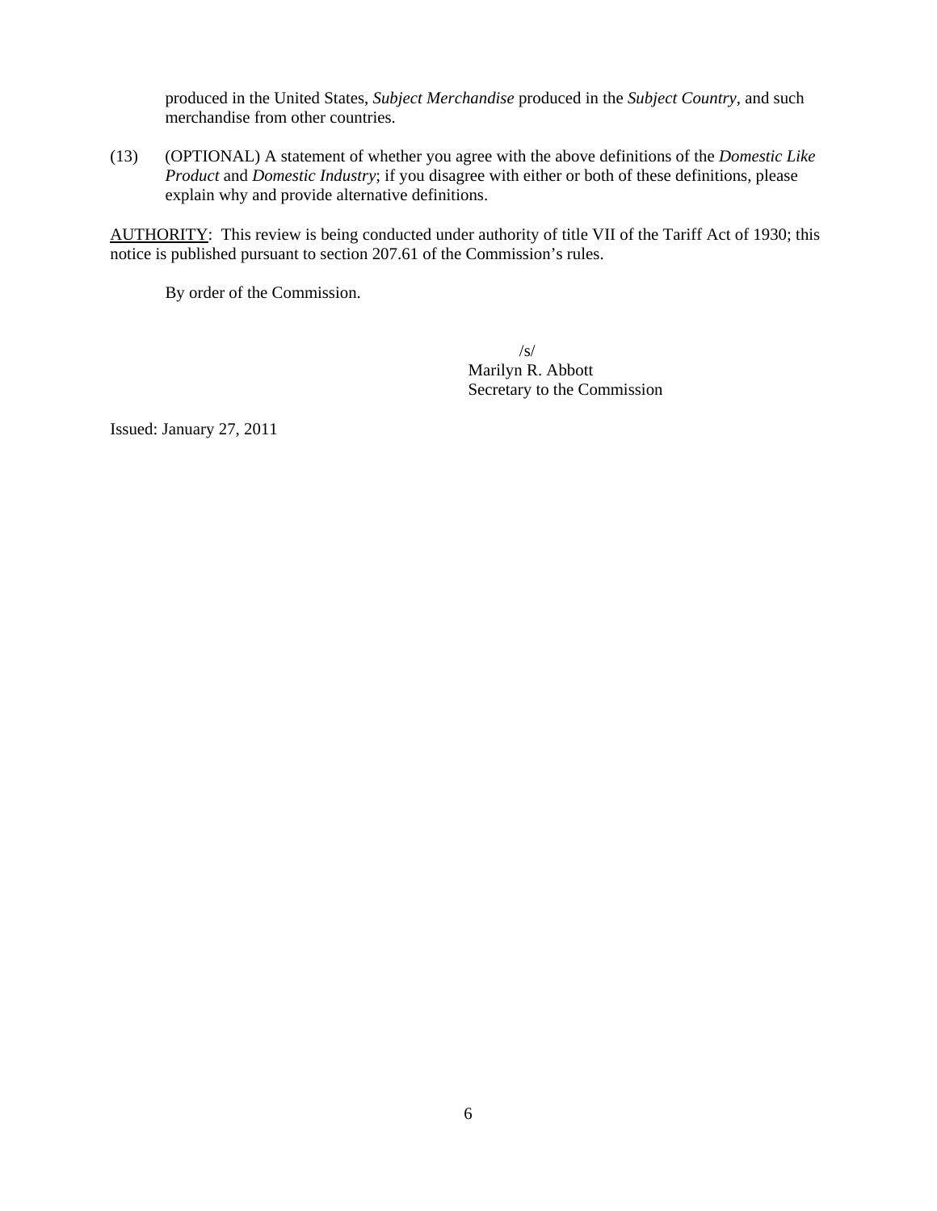produced in the United States, *Subject Merchandise* produced in the *Subject Country*, and such merchandise from other countries.

(13) (OPTIONAL) A statement of whether you agree with the above definitions of the *Domestic Like Product* and *Domestic Industry*; if you disagree with either or both of these definitions, please explain why and provide alternative definitions.

AUTHORITY: This review is being conducted under authority of title VII of the Tariff Act of 1930; this notice is published pursuant to section 207.61 of the Commission's rules.

By order of the Commission.

/s/
Marilyn R. Abbott
Secretary to the Commission

Issued: January 27, 2011